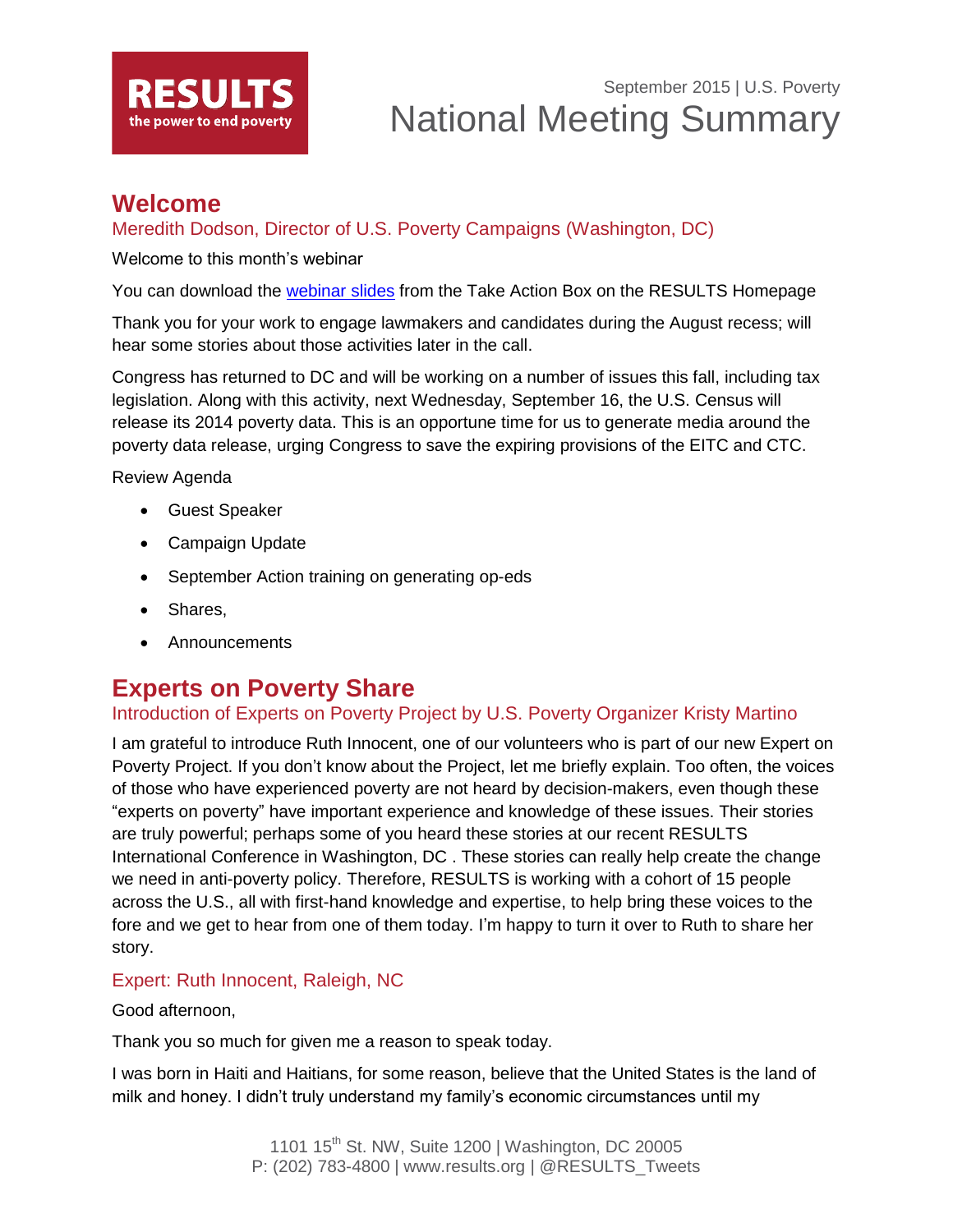September 2015 | U.S. Poverty

# National Meeting Summary

## Welcome

### Meredith Dodson, Director of U.S. Poverty Campaigns (Washington, DC)

Welcome to this month's webinar

You can download the webinar slides from the Take Action Box on the RESULTS Homepage

Thank you for your work to engage lawmakers and candidates during the August recess; will hear some stories about those activities later in the call.

Congress has returned to DC and will be working on a number of issues this fall, including tax legislation. Along with this activity, next Wednesday, September 16, the U.S. Census will release its 2014 poverty data. This is an opportune time for us to generate media around the poverty data release, urging Congress to save the expiring provisions of the EITC and CTC.

Review Agenda

- Guest Speaker
- Campaign Update
- September Action training on generating op-eds
- Shares,
- Announcements

## Experts on Poverty Share

### Introduction of Experts on Poverty Project by U.S. Poverty Organizer Kristy Martino

I am grateful to introduce Ruth Innocent, one of our volunteers who is part of our new Expert on Poverty Project. If you don't know about the Project, let me briefly explain. Too often, the voices of those who have experienced poverty are not heard by decision-makers, even though these "experts on poverty" have important experience and knowledge of these issues. Their stories are truly powerful; perhaps some of you heard these stories at our recent RESULTS International Conference in Washington, DC . These stories can really help create the change we need in anti-poverty policy. Therefore, RESULTS is working with a cohort of 15 people across the U.S., all with first-hand knowledge and expertise, to help bring these voices to the fore and we get to hear from one of them today. I'm happy to turn it over to Ruth to share her story.

### Expert: Ruth Innocent, Raleigh, NC

Good afternoon,

Thank you so much for given me a reason to speak today.

I was born in Haiti and Haitians, for some reason, believe that the United States is the land of milk and honey. I didn't truly understand my family's economic circumstances until my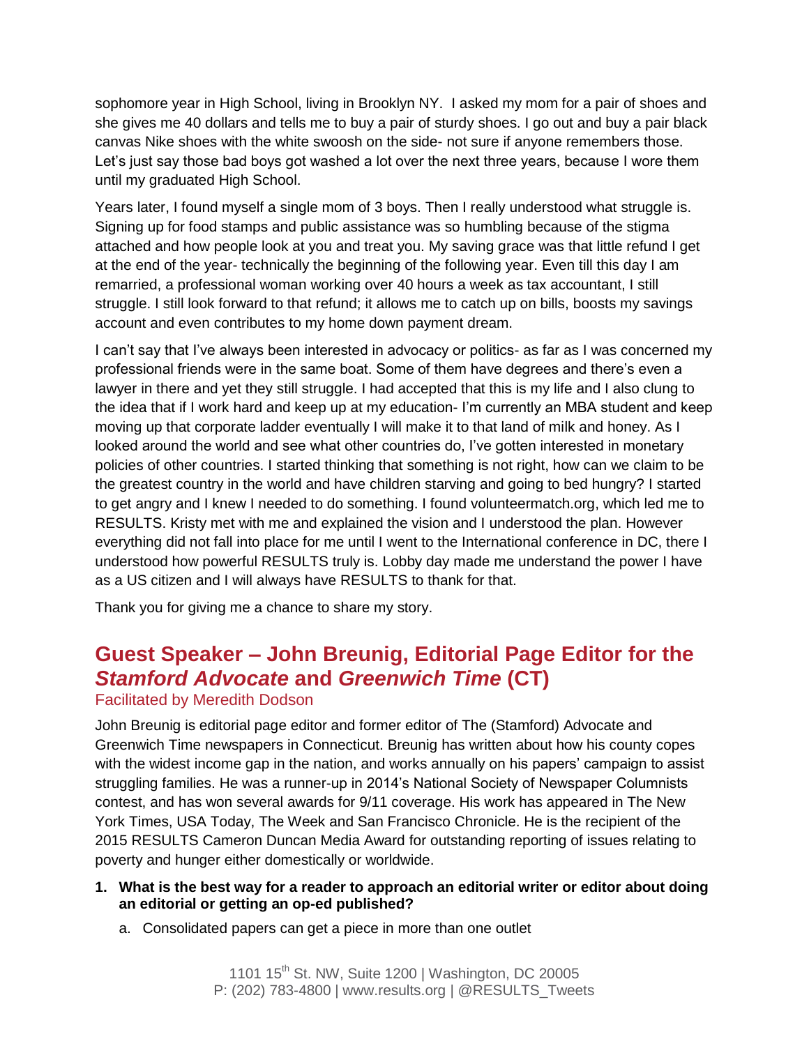sophomore year in High School, living in Brooklyn NY.  I asked my mom for a pair of shoes and she gives me 40 dollars and tells me to buy a pair of sturdy shoes. I go out and buy a pair black canvas Nike shoes with the white swoosh on the side- not sure if anyone remembers those. Let's just say those bad boys got washed a lot over the next three years, because I wore them until my graduated High School.

Years later, I found myself a single mom of 3 boys. Then I really understood what struggle is. Signing up for food stamps and public assistance was so humbling because of the stigma attached and how people look at you and treat you. My saving grace was that little refund I get at the end of the year- technically the beginning of the following year. Even till this day I am remarried, a professional woman working over 40 hours a week as tax accountant, I still struggle. I still look forward to that refund; it allows me to catch up on bills, boosts my savings account and even contributes to my home down payment dream.

I can't say that I've always been interested in advocacy or politics- as far as I was concerned my professional friends were in the same boat. Some of them have degrees and there's even a lawyer in there and yet they still struggle. I had accepted that this is my life and I also clung to the idea that if I work hard and keep up at my education- I'm currently an MBA student and keep moving up that corporate ladder eventually I will make it to that land of milk and honey. As I looked around the world and see what other countries do, I've gotten interested in monetary policies of other countries. I started thinking that something is not right, how can we claim to be the greatest country in the world and have children starving and going to bed hungry? I started to get angry and I knew I needed to do something. I found volunteermatch.org, which led me to RESULTS. Kristy met with me and explained the vision and I understood the plan. However everything did not fall into place for me until I went to the International conference in DC, there I understood how powerful RESULTS truly is. Lobby day made me understand the power I have as a US citizen and I will always have RESULTS to thank for that.

Thank you for giving me a chance to share my story.

## Guest Speaker – John Breunig, Editorial Page Editor for the *Stamford Advocate* and *Greenwich Time* (CT)

Facilitated by Meredith Dodson

John Breunig is editorial page editor and former editor of The (Stamford) Advocate and Greenwich Time newspapers in Connecticut. Breunig has written about how his county copes with the widest income gap in the nation, and works annually on his papers' campaign to assist struggling families. He was a runner-up in 2014's National Society of Newspaper Columnists contest, and has won several awards for 9/11 coverage. His work has appeared in The New York Times, USA Today, The Week and San Francisco Chronicle. He is the recipient of the 2015 RESULTS Cameron Duncan Media Award for outstanding reporting of issues relating to poverty and hunger either domestically or worldwide.

1. **What is the best way for a reader to approach an editorial writer or editor about doing an editorial or getting an op-ed published?**
   a. Consolidated papers can get a piece in more than one outlet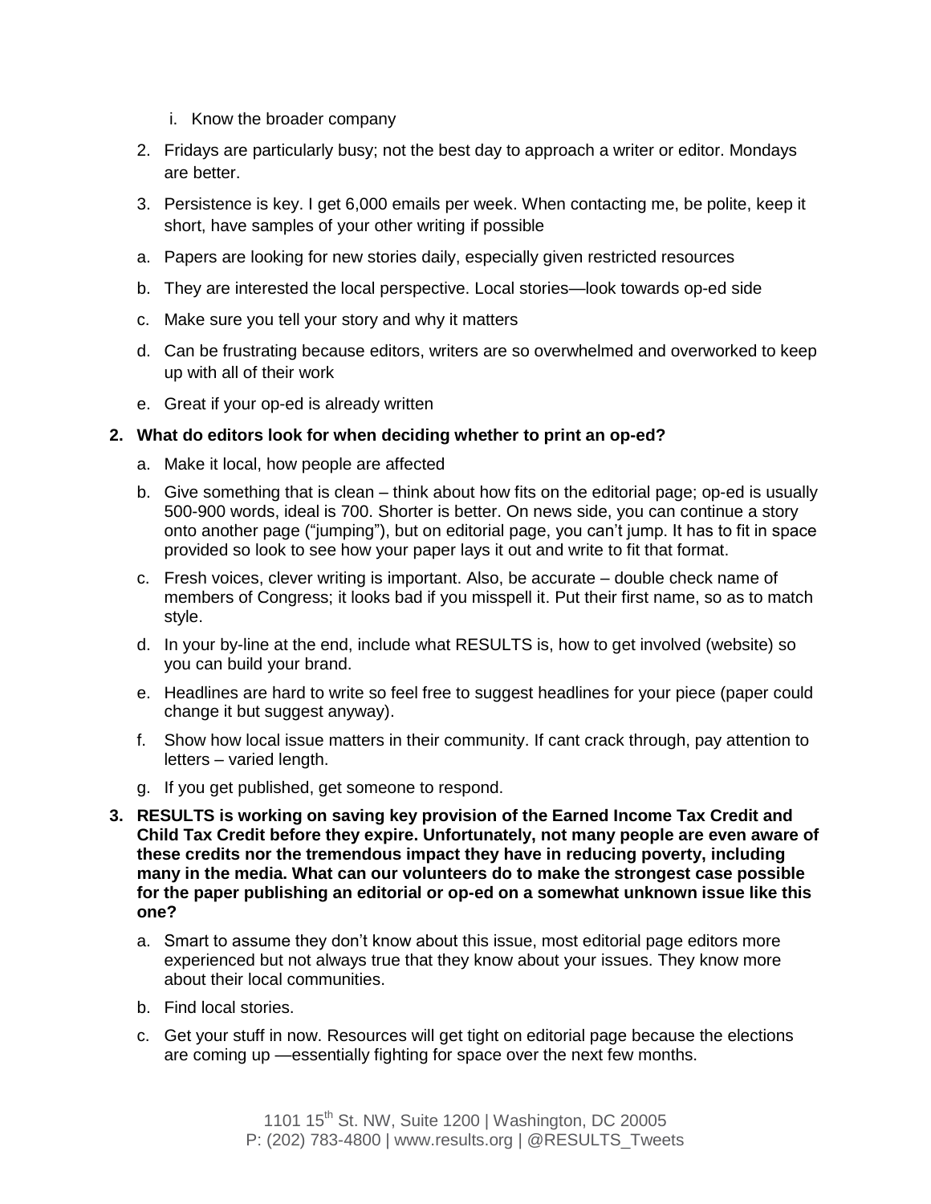i. Know the broader company

2. Fridays are particularly busy; not the best day to approach a writer or editor. Mondays are better.
3. Persistence is key. I get 6,000 emails per week. When contacting me, be polite, keep it short, have samples of your other writing if possible

a. Papers are looking for new stories daily, especially given restricted resources
b. They are interested the local perspective. Local stories—look towards op-ed side
c. Make sure you tell your story and why it matters
d. Can be frustrating because editors, writers are so overwhelmed and overworked to keep up with all of their work
e. Great if your op-ed is already written

**2. What do editors look for when deciding whether to print an op-ed?**

a. Make it local, how people are affected
b. Give something that is clean – think about how fits on the editorial page; op-ed is usually 500-900 words, ideal is 700. Shorter is better. On news side, you can continue a story onto another page ("jumping"), but on editorial page, you can't jump. It has to fit in space provided so look to see how your paper lays it out and write to fit that format.
c. Fresh voices, clever writing is important. Also, be accurate – double check name of members of Congress; it looks bad if you misspell it. Put their first name, so as to match style.
d. In your by-line at the end, include what RESULTS is, how to get involved (website) so you can build your brand.
e. Headlines are hard to write so feel free to suggest headlines for your piece (paper could change it but suggest anyway).
f. Show how local issue matters in their community. If cant crack through, pay attention to letters – varied length.
g. If you get published, get someone to respond.

**3. RESULTS is working on saving key provision of the Earned Income Tax Credit and Child Tax Credit before they expire. Unfortunately, not many people are even aware of these credits nor the tremendous impact they have in reducing poverty, including many in the media. What can our volunteers do to make the strongest case possible for the paper publishing an editorial or op-ed on a somewhat unknown issue like this one?**

a. Smart to assume they don't know about this issue, most editorial page editors more experienced but not always true that they know about your issues. They know more about their local communities.
b. Find local stories.
c. Get your stuff in now. Resources will get tight on editorial page because the elections are coming up —essentially fighting for space over the next few months.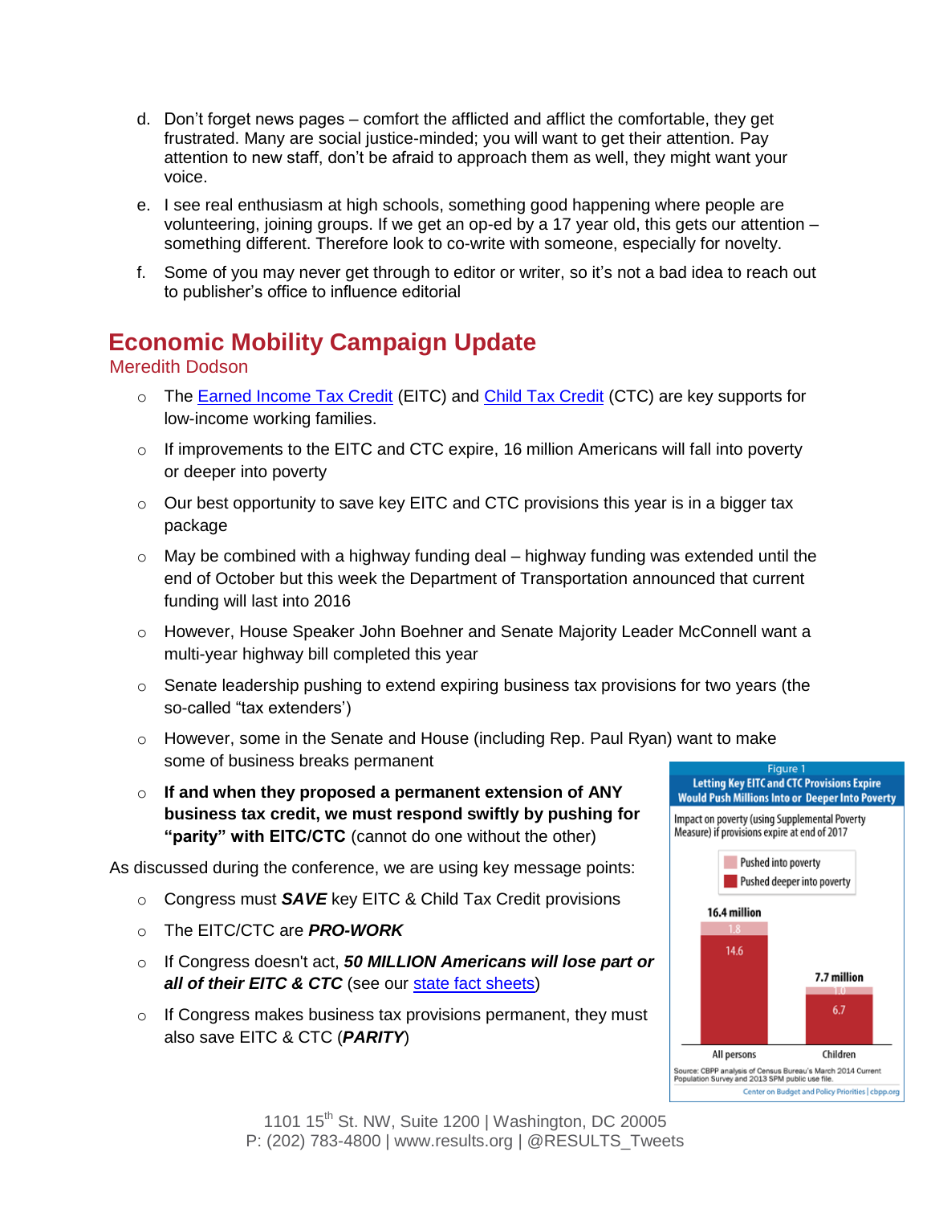d. Don't forget news pages – comfort the afflicted and afflict the comfortable, they get frustrated. Many are social justice-minded; you will want to get their attention. Pay attention to new staff, don't be afraid to approach them as well, they might want your voice.

e. I see real enthusiasm at high schools, something good happening where people are volunteering, joining groups. If we get an op-ed by a 17 year old, this gets our attention – something different. Therefore look to co-write with someone, especially for novelty.

f. Some of you may never get through to editor or writer, so it's not a bad idea to reach out to publisher's office to influence editorial

## Economic Mobility Campaign Update

Meredith Dodson

- The Earned Income Tax Credit (EITC) and Child Tax Credit (CTC) are key supports for low-income working families.
- If improvements to the EITC and CTC expire, 16 million Americans will fall into poverty or deeper into poverty
- Our best opportunity to save key EITC and CTC provisions this year is in a bigger tax package
- May be combined with a highway funding deal – highway funding was extended until the end of October but this week the Department of Transportation announced that current funding will last into 2016
- However, House Speaker John Boehner and Senate Majority Leader McConnell want a multi-year highway bill completed this year
- Senate leadership pushing to extend expiring business tax provisions for two years (the so-called "tax extenders')
- However, some in the Senate and House (including Rep. Paul Ryan) want to make some of business breaks permanent
- **If and when they proposed a permanent extension of ANY business tax credit, we must respond swiftly by pushing for "parity" with EITC/CTC** (cannot do one without the other)

As discussed during the conference, we are using key message points:

- Congress must ***SAVE*** key EITC & Child Tax Credit provisions
- The EITC/CTC are ***PRO-WORK***
- If Congress doesn't act, ***50 MILLION Americans will lose part or all of their EITC & CTC*** (see our state fact sheets)
- If Congress makes business tax provisions permanent, they must also save EITC & CTC (***PARITY***)

**Figure 1**
**Letting Key EITC and CTC Provisions Expire Would Push Millions Into or Deeper Into Poverty**

Impact on poverty (using Supplemental Poverty Measure) if provisions expire at end of 2017

| | Pushed into poverty | Pushed deeper into poverty | Total |
|---|---|---|---|
| All persons | 1.8 | 14.6 | 16.4 million |
| Children | 1.0 | 6.7 | 7.7 million |

Source: CBPP analysis of Census Bureau's March 2014 Current Population Survey and 2013 SPM public use file.
Center on Budget and Policy Priorities | cbpp.org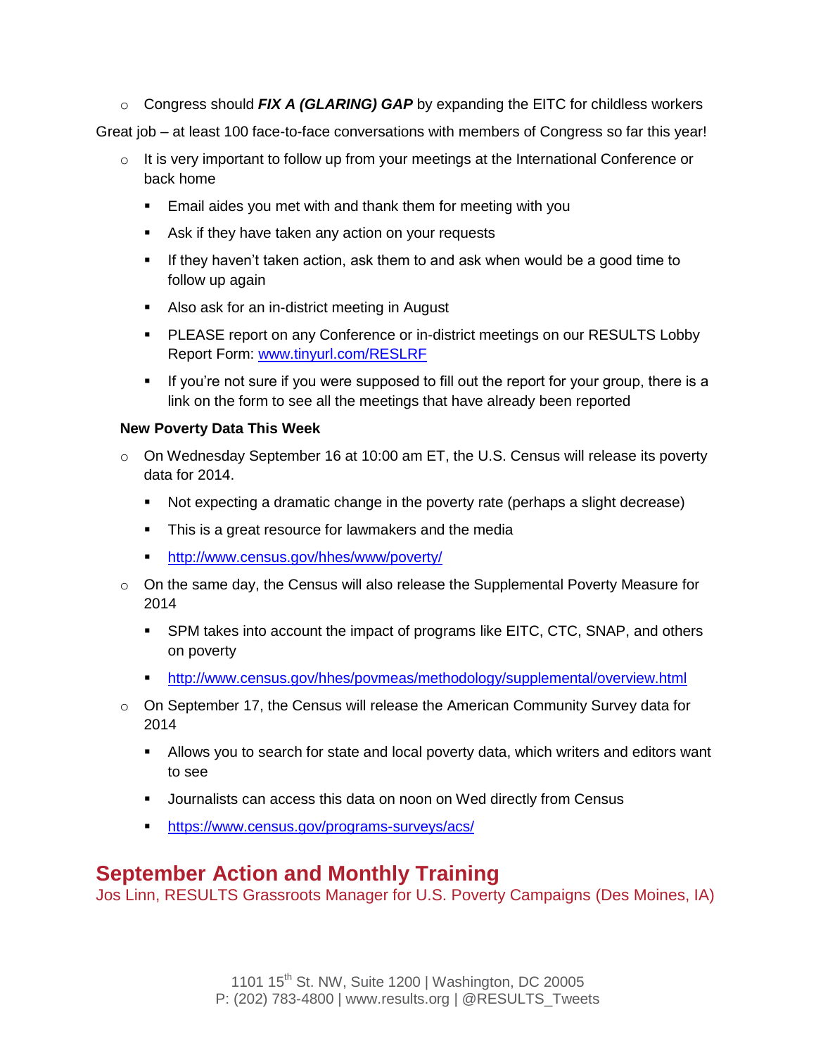- Congress should ***FIX A (GLARING) GAP*** by expanding the EITC for childless workers

Great job – at least 100 face-to-face conversations with members of Congress so far this year!

- It is very important to follow up from your meetings at the International Conference or back home
  - Email aides you met with and thank them for meeting with you
  - Ask if they have taken any action on your requests
  - If they haven't taken action, ask them to and ask when would be a good time to follow up again
  - Also ask for an in-district meeting in August
  - PLEASE report on any Conference or in-district meetings on our RESULTS Lobby Report Form: [www.tinyurl.com/RESLRF](www.tinyurl.com/RESLRF)
  - If you're not sure if you were supposed to fill out the report for your group, there is a link on the form to see all the meetings that have already been reported

**New Poverty Data This Week**

- On Wednesday September 16 at 10:00 am ET, the U.S. Census will release its poverty data for 2014.
  - Not expecting a dramatic change in the poverty rate (perhaps a slight decrease)
  - This is a great resource for lawmakers and the media
  - [http://www.census.gov/hhes/www/poverty/](http://www.census.gov/hhes/www/poverty/)
- On the same day, the Census will also release the Supplemental Poverty Measure for 2014
  - SPM takes into account the impact of programs like EITC, CTC, SNAP, and others on poverty
  - [http://www.census.gov/hhes/povmeas/methodology/supplemental/overview.html](http://www.census.gov/hhes/povmeas/methodology/supplemental/overview.html)
- On September 17, the Census will release the American Community Survey data for 2014
  - Allows you to search for state and local poverty data, which writers and editors want to see
  - Journalists can access this data on noon on Wed directly from Census
  - [https://www.census.gov/programs-surveys/acs/](https://www.census.gov/programs-surveys/acs/)

## September Action and Monthly Training

Jos Linn, RESULTS Grassroots Manager for U.S. Poverty Campaigns (Des Moines, IA)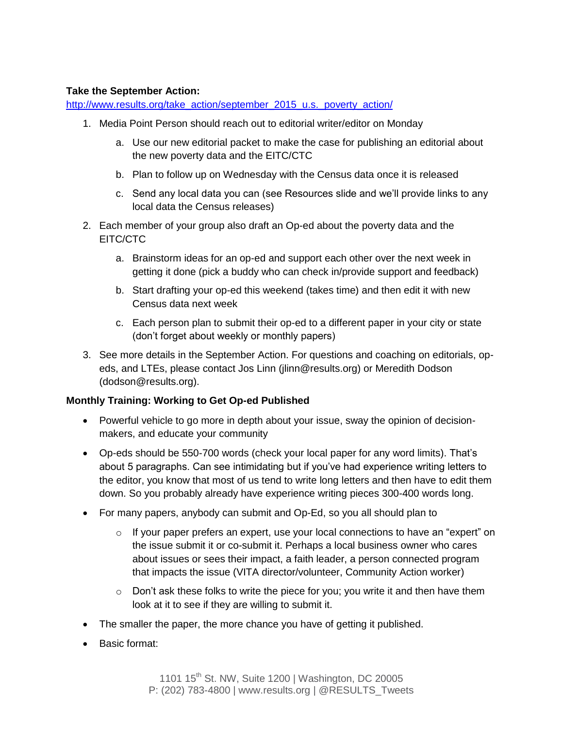**Take the September Action:**
http://www.results.org/take_action/september_2015_u.s._poverty_action/

1. Media Point Person should reach out to editorial writer/editor on Monday
    a. Use our new editorial packet to make the case for publishing an editorial about the new poverty data and the EITC/CTC
    b. Plan to follow up on Wednesday with the Census data once it is released
    c. Send any local data you can (see Resources slide and we'll provide links to any local data the Census releases)
2. Each member of your group also draft an Op-ed about the poverty data and the EITC/CTC
    a. Brainstorm ideas for an op-ed and support each other over the next week in getting it done (pick a buddy who can check in/provide support and feedback)
    b. Start drafting your op-ed this weekend (takes time) and then edit it with new Census data next week
    c. Each person plan to submit their op-ed to a different paper in your city or state (don't forget about weekly or monthly papers)
3. See more details in the September Action. For questions and coaching on editorials, op-eds, and LTEs, please contact Jos Linn (jlinn@results.org) or Meredith Dodson (dodson@results.org).

**Monthly Training: Working to Get Op-ed Published**

- Powerful vehicle to go more in depth about your issue, sway the opinion of decision-makers, and educate your community
- Op-eds should be 550-700 words (check your local paper for any word limits). That's about 5 paragraphs. Can see intimidating but if you've had experience writing letters to the editor, you know that most of us tend to write long letters and then have to edit them down. So you probably already have experience writing pieces 300-400 words long.
- For many papers, anybody can submit and Op-Ed, so you all should plan to
    - If your paper prefers an expert, use your local connections to have an "expert" on the issue submit it or co-submit it. Perhaps a local business owner who cares about issues or sees their impact, a faith leader, a person connected program that impacts the issue (VITA director/volunteer, Community Action worker)
    - Don't ask these folks to write the piece for you; you write it and then have them look at it to see if they are willing to submit it.
- The smaller the paper, the more chance you have of getting it published.
- Basic format: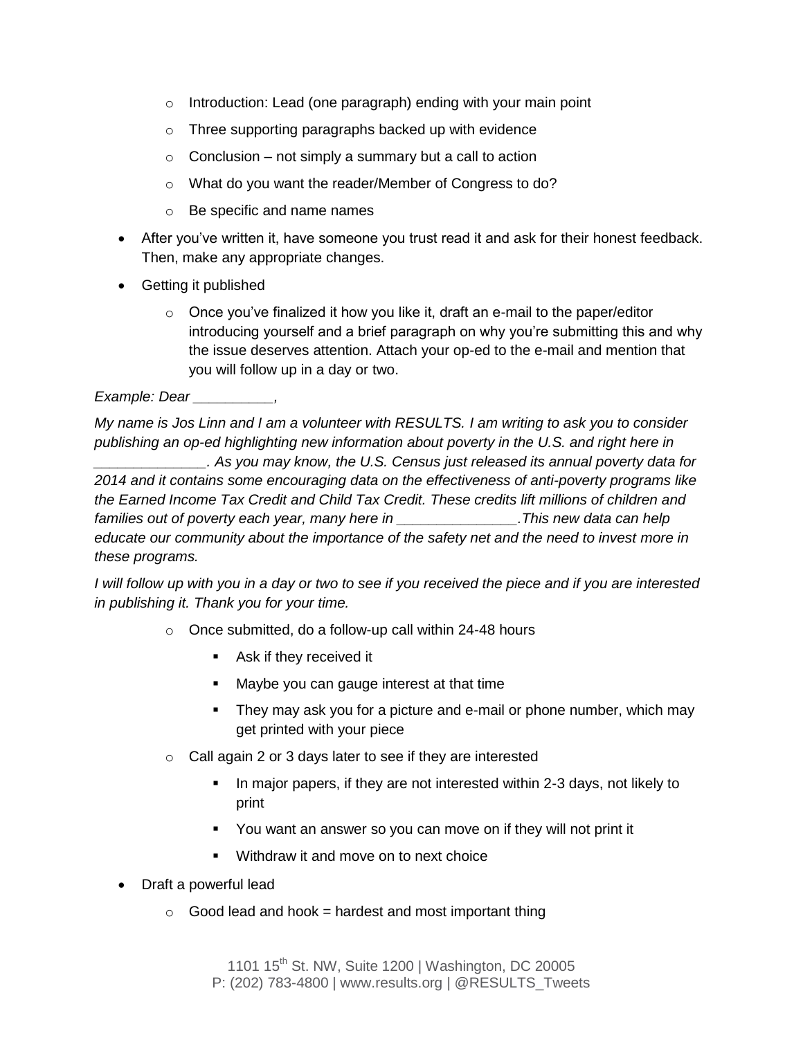- Introduction: Lead (one paragraph) ending with your main point
  - Three supporting paragraphs backed up with evidence
  - Conclusion – not simply a summary but a call to action
  - What do you want the reader/Member of Congress to do?
  - Be specific and name names
- After you've written it, have someone you trust read it and ask for their honest feedback. Then, make any appropriate changes.
- Getting it published
  - Once you've finalized it how you like it, draft an e-mail to the paper/editor introducing yourself and a brief paragraph on why you're submitting this and why the issue deserves attention. Attach your op-ed to the e-mail and mention that you will follow up in a day or two.

*Example: Dear __________,*

*My name is Jos Linn and I am a volunteer with RESULTS. I am writing to ask you to consider publishing an op-ed highlighting new information about poverty in the U.S. and right here in ______________. As you may know, the U.S. Census just released its annual poverty data for 2014 and it contains some encouraging data on the effectiveness of anti-poverty programs like the Earned Income Tax Credit and Child Tax Credit. These credits lift millions of children and families out of poverty each year, many here in _______________.This new data can help educate our community about the importance of the safety net and the need to invest more in these programs.*

*I will follow up with you in a day or two to see if you received the piece and if you are interested in publishing it. Thank you for your time.*

  - Once submitted, do a follow-up call within 24-48 hours
    - Ask if they received it
    - Maybe you can gauge interest at that time
    - They may ask you for a picture and e-mail or phone number, which may get printed with your piece
  - Call again 2 or 3 days later to see if they are interested
    - In major papers, if they are not interested within 2-3 days, not likely to print
    - You want an answer so you can move on if they will not print it
    - Withdraw it and move on to next choice
- Draft a powerful lead
  - Good lead and hook = hardest and most important thing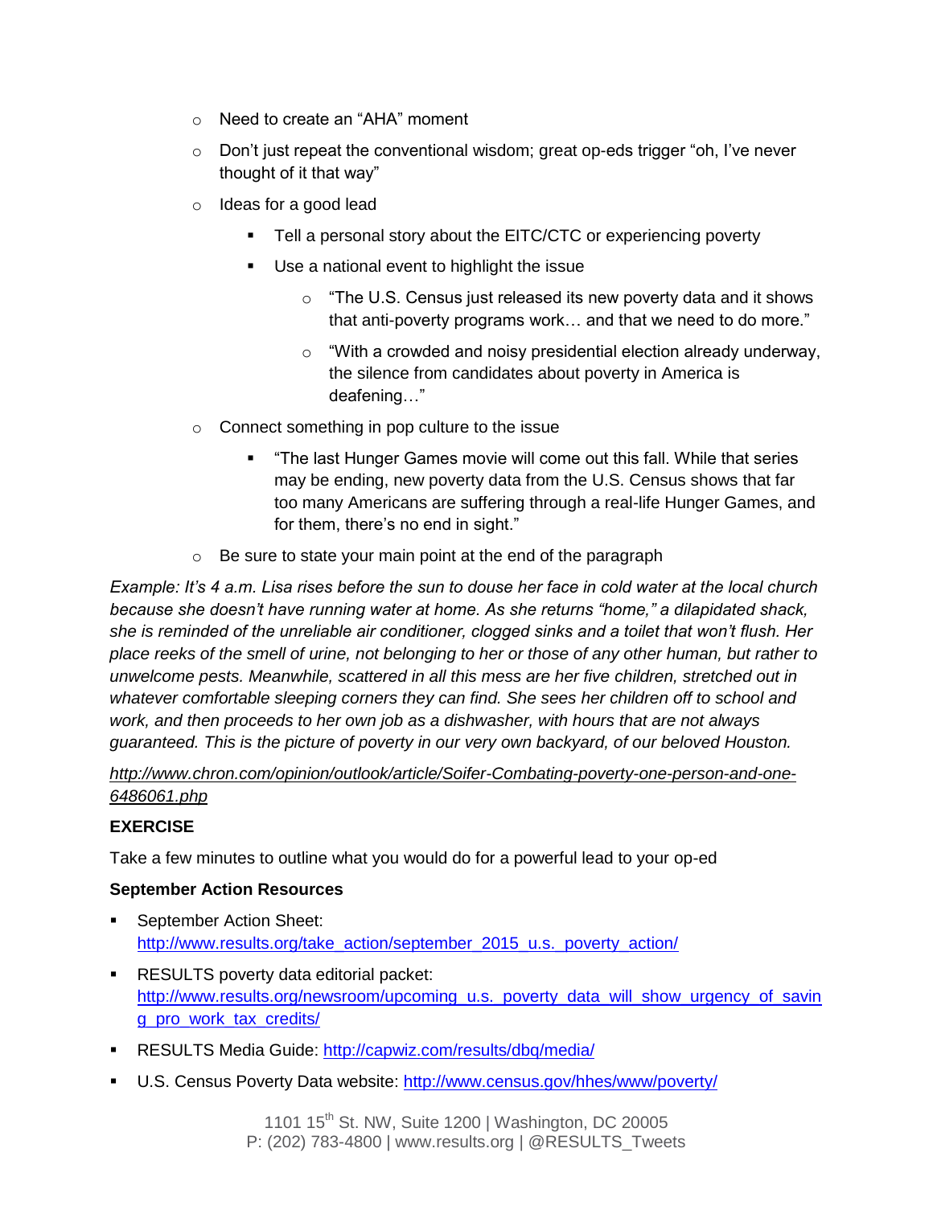- Need to create an "AHA" moment
- Don't just repeat the conventional wisdom; great op-eds trigger "oh, I've never thought of it that way"
- Ideas for a good lead
  - Tell a personal story about the EITC/CTC or experiencing poverty
  - Use a national event to highlight the issue
    - "The U.S. Census just released its new poverty data and it shows that anti-poverty programs work… and that we need to do more."
    - "With a crowded and noisy presidential election already underway, the silence from candidates about poverty in America is deafening…"
- Connect something in pop culture to the issue
  - "The last Hunger Games movie will come out this fall. While that series may be ending, new poverty data from the U.S. Census shows that far too many Americans are suffering through a real-life Hunger Games, and for them, there's no end in sight."
- Be sure to state your main point at the end of the paragraph

*Example: It's 4 a.m. Lisa rises before the sun to douse her face in cold water at the local church because she doesn't have running water at home. As she returns "home," a dilapidated shack, she is reminded of the unreliable air conditioner, clogged sinks and a toilet that won't flush. Her place reeks of the smell of urine, not belonging to her or those of any other human, but rather to unwelcome pests. Meanwhile, scattered in all this mess are her five children, stretched out in whatever comfortable sleeping corners they can find. She sees her children off to school and work, and then proceeds to her own job as a dishwasher, with hours that are not always guaranteed. This is the picture of poverty in our very own backyard, of our beloved Houston.*

*http://www.chron.com/opinion/outlook/article/Soifer-Combating-poverty-one-person-and-one-6486061.php*

**EXERCISE**

Take a few minutes to outline what you would do for a powerful lead to your op-ed

**September Action Resources**

- September Action Sheet: http://www.results.org/take_action/september_2015_u.s._poverty_action/
- RESULTS poverty data editorial packet: http://www.results.org/newsroom/upcoming_u.s._poverty_data_will_show_urgency_of_saving_pro_work_tax_credits/
- RESULTS Media Guide: http://capwiz.com/results/dbq/media/
- U.S. Census Poverty Data website: http://www.census.gov/hhes/www/poverty/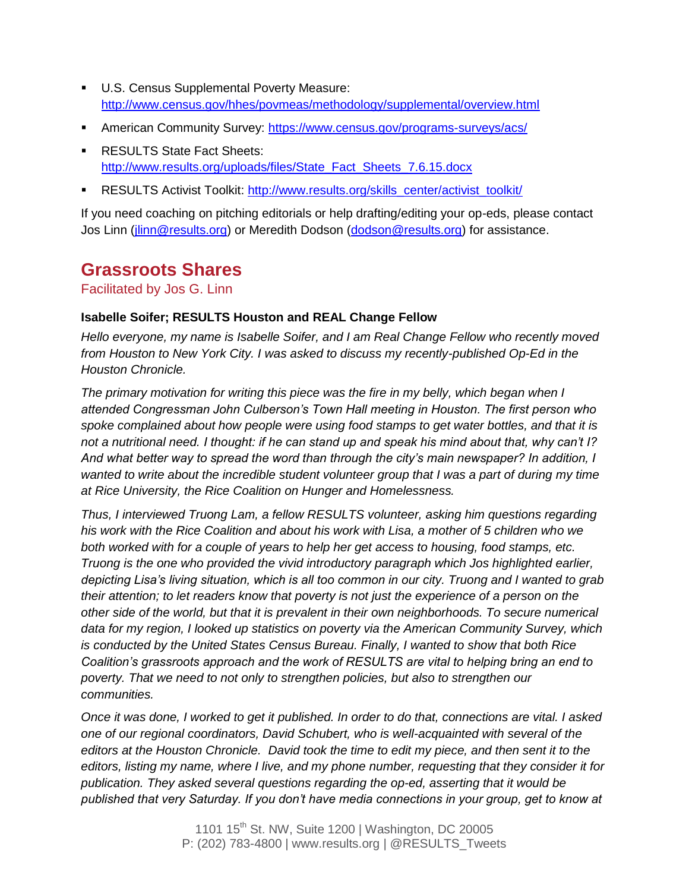- U.S. Census Supplemental Poverty Measure: http://www.census.gov/hhes/povmeas/methodology/supplemental/overview.html
- American Community Survey: https://www.census.gov/programs-surveys/acs/
- RESULTS State Fact Sheets: http://www.results.org/uploads/files/State_Fact_Sheets_7.6.15.docx
- RESULTS Activist Toolkit: http://www.results.org/skills_center/activist_toolkit/

If you need coaching on pitching editorials or help drafting/editing your op-eds, please contact Jos Linn (jlinn@results.org) or Meredith Dodson (dodson@results.org) for assistance.

## Grassroots Shares

Facilitated by Jos G. Linn

**Isabelle Soifer; RESULTS Houston and REAL Change Fellow**

*Hello everyone, my name is Isabelle Soifer, and I am Real Change Fellow who recently moved from Houston to New York City. I was asked to discuss my recently-published Op-Ed in the Houston Chronicle.*

*The primary motivation for writing this piece was the fire in my belly, which began when I attended Congressman John Culberson's Town Hall meeting in Houston. The first person who spoke complained about how people were using food stamps to get water bottles, and that it is not a nutritional need. I thought: if he can stand up and speak his mind about that, why can't I? And what better way to spread the word than through the city's main newspaper? In addition, I wanted to write about the incredible student volunteer group that I was a part of during my time at Rice University, the Rice Coalition on Hunger and Homelessness.*

*Thus, I interviewed Truong Lam, a fellow RESULTS volunteer, asking him questions regarding his work with the Rice Coalition and about his work with Lisa, a mother of 5 children who we both worked with for a couple of years to help her get access to housing, food stamps, etc. Truong is the one who provided the vivid introductory paragraph which Jos highlighted earlier, depicting Lisa's living situation, which is all too common in our city. Truong and I wanted to grab their attention; to let readers know that poverty is not just the experience of a person on the other side of the world, but that it is prevalent in their own neighborhoods. To secure numerical data for my region, I looked up statistics on poverty via the American Community Survey, which is conducted by the United States Census Bureau. Finally, I wanted to show that both Rice Coalition's grassroots approach and the work of RESULTS are vital to helping bring an end to poverty. That we need to not only to strengthen policies, but also to strengthen our communities.*

*Once it was done, I worked to get it published. In order to do that, connections are vital. I asked one of our regional coordinators, David Schubert, who is well-acquainted with several of the editors at the Houston Chronicle. David took the time to edit my piece, and then sent it to the editors, listing my name, where I live, and my phone number, requesting that they consider it for publication. They asked several questions regarding the op-ed, asserting that it would be published that very Saturday. If you don't have media connections in your group, get to know at*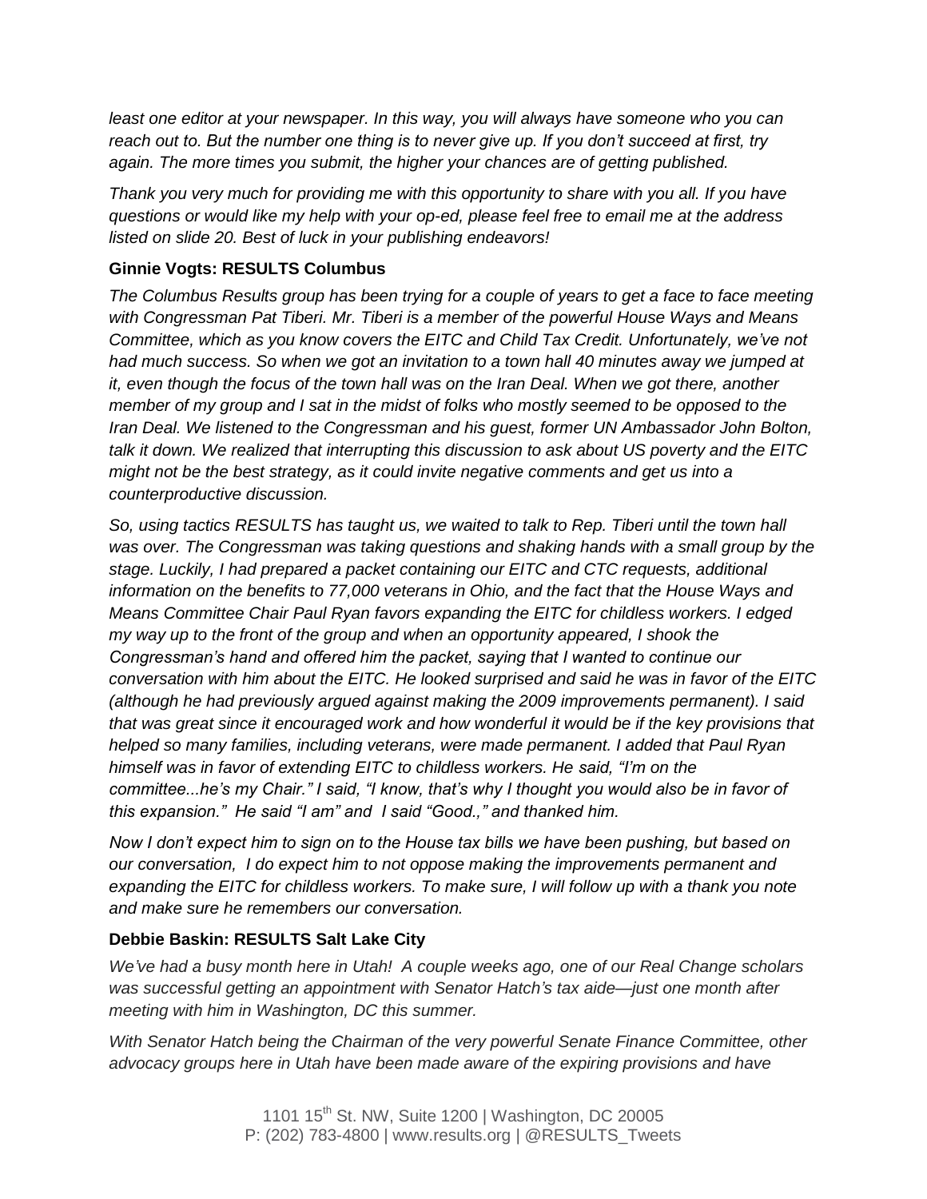*least one editor at your newspaper. In this way, you will always have someone who you can reach out to. But the number one thing is to never give up. If you don't succeed at first, try again. The more times you submit, the higher your chances are of getting published.*

*Thank you very much for providing me with this opportunity to share with you all. If you have questions or would like my help with your op-ed, please feel free to email me at the address listed on slide 20. Best of luck in your publishing endeavors!*

**Ginnie Vogts: RESULTS Columbus**

*The Columbus Results group has been trying for a couple of years to get a face to face meeting with Congressman Pat Tiberi. Mr. Tiberi is a member of the powerful House Ways and Means Committee, which as you know covers the EITC and Child Tax Credit. Unfortunately, we've not had much success. So when we got an invitation to a town hall 40 minutes away we jumped at it, even though the focus of the town hall was on the Iran Deal. When we got there, another member of my group and I sat in the midst of folks who mostly seemed to be opposed to the Iran Deal. We listened to the Congressman and his guest, former UN Ambassador John Bolton, talk it down. We realized that interrupting this discussion to ask about US poverty and the EITC might not be the best strategy, as it could invite negative comments and get us into a counterproductive discussion.*

*So, using tactics RESULTS has taught us, we waited to talk to Rep. Tiberi until the town hall was over. The Congressman was taking questions and shaking hands with a small group by the stage. Luckily, I had prepared a packet containing our EITC and CTC requests, additional information on the benefits to 77,000 veterans in Ohio, and the fact that the House Ways and Means Committee Chair Paul Ryan favors expanding the EITC for childless workers. I edged my way up to the front of the group and when an opportunity appeared, I shook the Congressman's hand and offered him the packet, saying that I wanted to continue our conversation with him about the EITC. He looked surprised and said he was in favor of the EITC (although he had previously argued against making the 2009 improvements permanent). I said that was great since it encouraged work and how wonderful it would be if the key provisions that helped so many families, including veterans, were made permanent. I added that Paul Ryan himself was in favor of extending EITC to childless workers. He said, "I'm on the committee...he's my Chair." I said, "I know, that's why I thought you would also be in favor of this expansion." He said "I am" and I said "Good.," and thanked him.*

*Now I don't expect him to sign on to the House tax bills we have been pushing, but based on our conversation, I do expect him to not oppose making the improvements permanent and expanding the EITC for childless workers. To make sure, I will follow up with a thank you note and make sure he remembers our conversation.*

**Debbie Baskin: RESULTS Salt Lake City**

*We've had a busy month here in Utah! A couple weeks ago, one of our Real Change scholars was successful getting an appointment with Senator Hatch's tax aide—just one month after meeting with him in Washington, DC this summer.*

*With Senator Hatch being the Chairman of the very powerful Senate Finance Committee, other advocacy groups here in Utah have been made aware of the expiring provisions and have*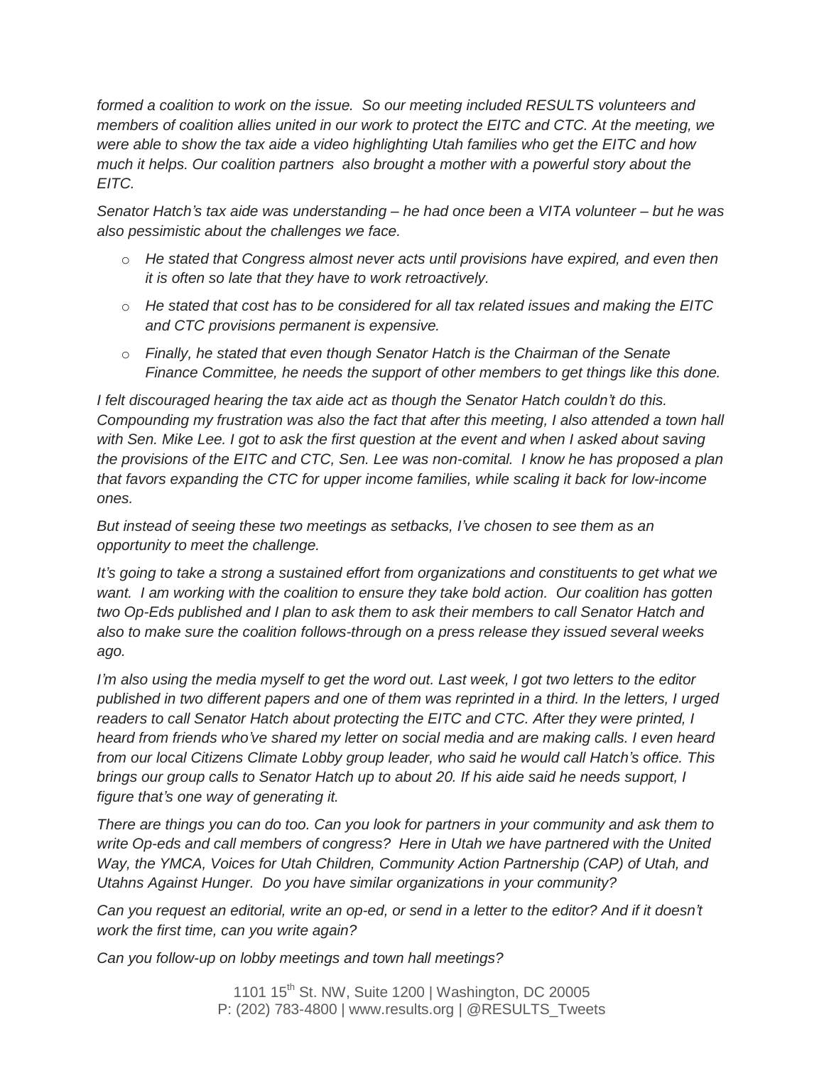*formed a coalition to work on the issue. So our meeting included RESULTS volunteers and members of coalition allies united in our work to protect the EITC and CTC. At the meeting, we were able to show the tax aide a video highlighting Utah families who get the EITC and how much it helps. Our coalition partners also brought a mother with a powerful story about the EITC.*

*Senator Hatch's tax aide was understanding – he had once been a VITA volunteer – but he was also pessimistic about the challenges we face.*

- *He stated that Congress almost never acts until provisions have expired, and even then it is often so late that they have to work retroactively.*
- *He stated that cost has to be considered for all tax related issues and making the EITC and CTC provisions permanent is expensive.*
- *Finally, he stated that even though Senator Hatch is the Chairman of the Senate Finance Committee, he needs the support of other members to get things like this done.*

*I felt discouraged hearing the tax aide act as though the Senator Hatch couldn't do this. Compounding my frustration was also the fact that after this meeting, I also attended a town hall with Sen. Mike Lee. I got to ask the first question at the event and when I asked about saving the provisions of the EITC and CTC, Sen. Lee was non-comital. I know he has proposed a plan that favors expanding the CTC for upper income families, while scaling it back for low-income ones.*

*But instead of seeing these two meetings as setbacks, I've chosen to see them as an opportunity to meet the challenge.*

*It's going to take a strong a sustained effort from organizations and constituents to get what we want. I am working with the coalition to ensure they take bold action. Our coalition has gotten two Op-Eds published and I plan to ask them to ask their members to call Senator Hatch and also to make sure the coalition follows-through on a press release they issued several weeks ago.*

*I'm also using the media myself to get the word out. Last week, I got two letters to the editor published in two different papers and one of them was reprinted in a third. In the letters, I urged readers to call Senator Hatch about protecting the EITC and CTC. After they were printed, I heard from friends who've shared my letter on social media and are making calls. I even heard from our local Citizens Climate Lobby group leader, who said he would call Hatch's office. This brings our group calls to Senator Hatch up to about 20. If his aide said he needs support, I figure that's one way of generating it.*

*There are things you can do too. Can you look for partners in your community and ask them to write Op-eds and call members of congress? Here in Utah we have partnered with the United Way, the YMCA, Voices for Utah Children, Community Action Partnership (CAP) of Utah, and Utahns Against Hunger. Do you have similar organizations in your community?*

*Can you request an editorial, write an op-ed, or send in a letter to the editor? And if it doesn't work the first time, can you write again?*

*Can you follow-up on lobby meetings and town hall meetings?*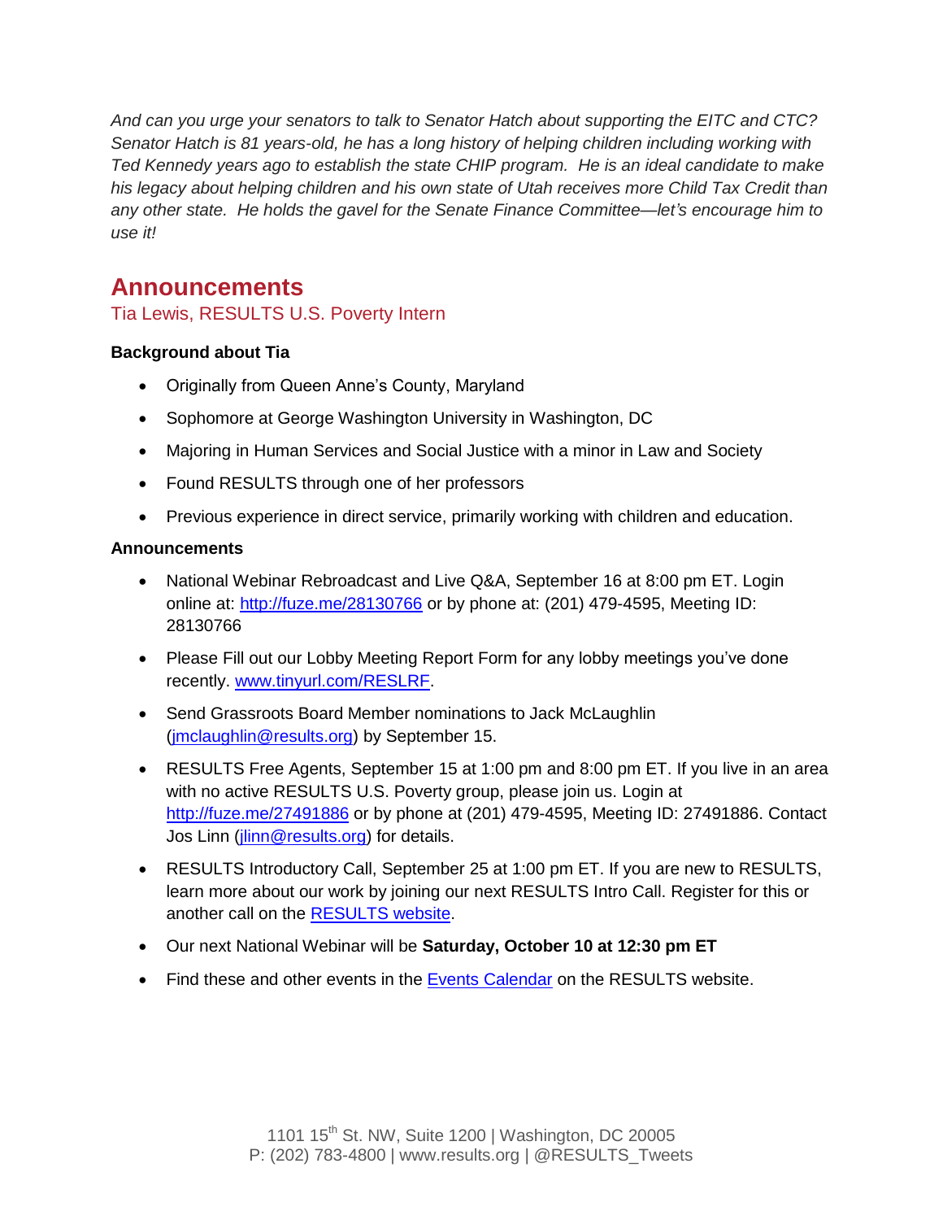*And can you urge your senators to talk to Senator Hatch about supporting the EITC and CTC? Senator Hatch is 81 years-old, he has a long history of helping children including working with Ted Kennedy years ago to establish the state CHIP program. He is an ideal candidate to make his legacy about helping children and his own state of Utah receives more Child Tax Credit than any other state. He holds the gavel for the Senate Finance Committee—let's encourage him to use it!*

## Announcements

### Tia Lewis, RESULTS U.S. Poverty Intern

**Background about Tia**

- Originally from Queen Anne's County, Maryland
- Sophomore at George Washington University in Washington, DC
- Majoring in Human Services and Social Justice with a minor in Law and Society
- Found RESULTS through one of her professors
- Previous experience in direct service, primarily working with children and education.

**Announcements**

- National Webinar Rebroadcast and Live Q&A, September 16 at 8:00 pm ET. Login online at: http://fuze.me/28130766 or by phone at: (201) 479-4595, Meeting ID: 28130766
- Please Fill out our Lobby Meeting Report Form for any lobby meetings you've done recently. www.tinyurl.com/RESLRF.
- Send Grassroots Board Member nominations to Jack McLaughlin (jmclaughlin@results.org) by September 15.
- RESULTS Free Agents, September 15 at 1:00 pm and 8:00 pm ET. If you live in an area with no active RESULTS U.S. Poverty group, please join us. Login at http://fuze.me/27491886 or by phone at (201) 479-4595, Meeting ID: 27491886. Contact Jos Linn (jlinn@results.org) for details.
- RESULTS Introductory Call, September 25 at 1:00 pm ET. If you are new to RESULTS, learn more about our work by joining our next RESULTS Intro Call. Register for this or another call on the RESULTS website.
- Our next National Webinar will be **Saturday, October 10 at 12:30 pm ET**
- Find these and other events in the Events Calendar on the RESULTS website.